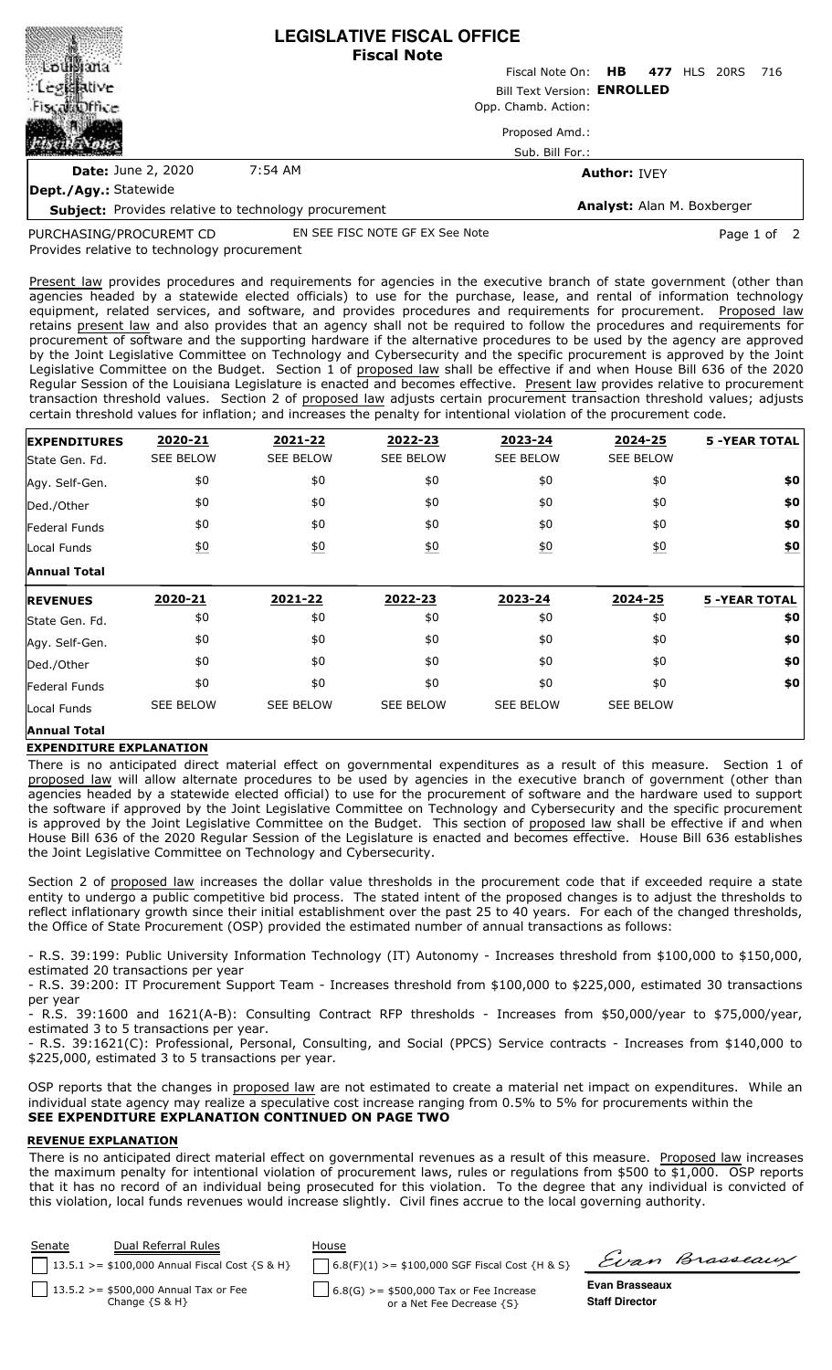# LEGISLATIVE FISCAL OFFICE
## Fiscal Note

Fiscal Note On: **HB 477** HLS 20RS 716

Bill Text Version: **ENROLLED**

Opp. Chamb. Action:

Proposed Amd.:

Sub. Bill For.:

**Date:** June 2, 2020 7:54 AM

**Author:** IVEY

**Dept./Agy.:** Statewide

**Subject:** Provides relative to technology procurement

**Analyst:** Alan M. Boxberger

PURCHASING/PROCUREMT CD EN SEE FISC NOTE GF EX See Note

Provides relative to technology procurement

Present law provides procedures and requirements for agencies in the executive branch of state government (other than agencies headed by a statewide elected officials) to use for the purchase, lease, and rental of information technology equipment, related services, and software, and provides procedures and requirements for procurement. Proposed law retains present law and also provides that an agency shall not be required to follow the procedures and requirements for procurement of software and the supporting hardware if the alternative procedures to be used by the agency are approved by the Joint Legislative Committee on Technology and Cybersecurity and the specific procurement is approved by the Joint Legislative Committee on the Budget. Section 1 of proposed law shall be effective if and when House Bill 636 of the 2020 Regular Session of the Louisiana Legislature is enacted and becomes effective. Present law provides relative to procurement transaction threshold values. Section 2 of proposed law adjusts certain procurement transaction threshold values; adjusts certain threshold values for inflation; and increases the penalty for intentional violation of the procurement code.

| EXPENDITURES | 2020-21 | 2021-22 | 2022-23 | 2023-24 | 2024-25 | 5 -YEAR TOTAL |
|---|---|---|---|---|---|---|
| State Gen. Fd. | SEE BELOW | SEE BELOW | SEE BELOW | SEE BELOW | SEE BELOW | |
| Agy. Self-Gen. | $0 | $0 | $0 | $0 | $0 | **$0** |
| Ded./Other | $0 | $0 | $0 | $0 | $0 | **$0** |
| Federal Funds | $0 | $0 | $0 | $0 | $0 | **$0** |
| Local Funds | $0 | $0 | $0 | $0 | $0 | **$0** |
| **Annual Total** | | | | | | |

| REVENUES | 2020-21 | 2021-22 | 2022-23 | 2023-24 | 2024-25 | 5 -YEAR TOTAL |
|---|---|---|---|---|---|---|
| State Gen. Fd. | $0 | $0 | $0 | $0 | $0 | **$0** |
| Agy. Self-Gen. | $0 | $0 | $0 | $0 | $0 | **$0** |
| Ded./Other | $0 | $0 | $0 | $0 | $0 | **$0** |
| Federal Funds | $0 | $0 | $0 | $0 | $0 | **$0** |
| Local Funds | SEE BELOW | SEE BELOW | SEE BELOW | SEE BELOW | SEE BELOW | |
| **Annual Total** | | | | | | |

### EXPENDITURE EXPLANATION

There is no anticipated direct material effect on governmental expenditures as a result of this measure. Section 1 of proposed law will allow alternate procedures to be used by agencies in the executive branch of government (other than agencies headed by a statewide elected official) to use for the procurement of software and the hardware used to support the software if approved by the Joint Legislative Committee on Technology and Cybersecurity and the specific procurement is approved by the Joint Legislative Committee on the Budget. This section of proposed law shall be effective if and when House Bill 636 of the 2020 Regular Session of the Legislature is enacted and becomes effective. House Bill 636 establishes the Joint Legislative Committee on Technology and Cybersecurity.

Section 2 of proposed law increases the dollar value thresholds in the procurement code that if exceeded require a state entity to undergo a public competitive bid process. The stated intent of the proposed changes is to adjust the thresholds to reflect inflationary growth since their initial establishment over the past 25 to 40 years. For each of the changed thresholds, the Office of State Procurement (OSP) provided the estimated number of annual transactions as follows:

- R.S. 39:199: Public University Information Technology (IT) Autonomy - Increases threshold from $100,000 to $150,000, estimated 20 transactions per year
- R.S. 39:200: IT Procurement Support Team - Increases threshold from $100,000 to $225,000, estimated 30 transactions per year
- R.S. 39:1600 and 1621(A-B): Consulting Contract RFP thresholds - Increases from $50,000/year to $75,000/year, estimated 3 to 5 transactions per year.
- R.S. 39:1621(C): Professional, Personal, Consulting, and Social (PPCS) Service contracts - Increases from $140,000 to $225,000, estimated 3 to 5 transactions per year.

OSP reports that the changes in proposed law are not estimated to create a material net impact on expenditures. While an individual state agency may realize a speculative cost increase ranging from 0.5% to 5% for procurements within the

**SEE EXPENDITURE EXPLANATION CONTINUED ON PAGE TWO**

### REVENUE EXPLANATION

There is no anticipated direct material effect on governmental revenues as a result of this measure. Proposed law increases the maximum penalty for intentional violation of procurement laws, rules or regulations from $500 to $1,000. OSP reports that it has no record of an individual being prosecuted for this violation. To the degree that any individual is convicted of this violation, local funds revenues would increase slightly. Civil fines accrue to the local governing authority.

| Senate | Dual Referral Rules | House |
|---|---|---|
| | 13.5.1 >= $100,000 Annual Fiscal Cost {S & H} | 6.8(F)(1) >= $100,000 SGF Fiscal Cost {H & S} |
| | 13.5.2 >= $500,000 Annual Tax or Fee Change {S & H} | 6.8(G) >= $500,000 Tax or Fee Increase or a Net Fee Decrease {S} |

Evan Brasseaux

**Evan Brasseaux**
**Staff Director**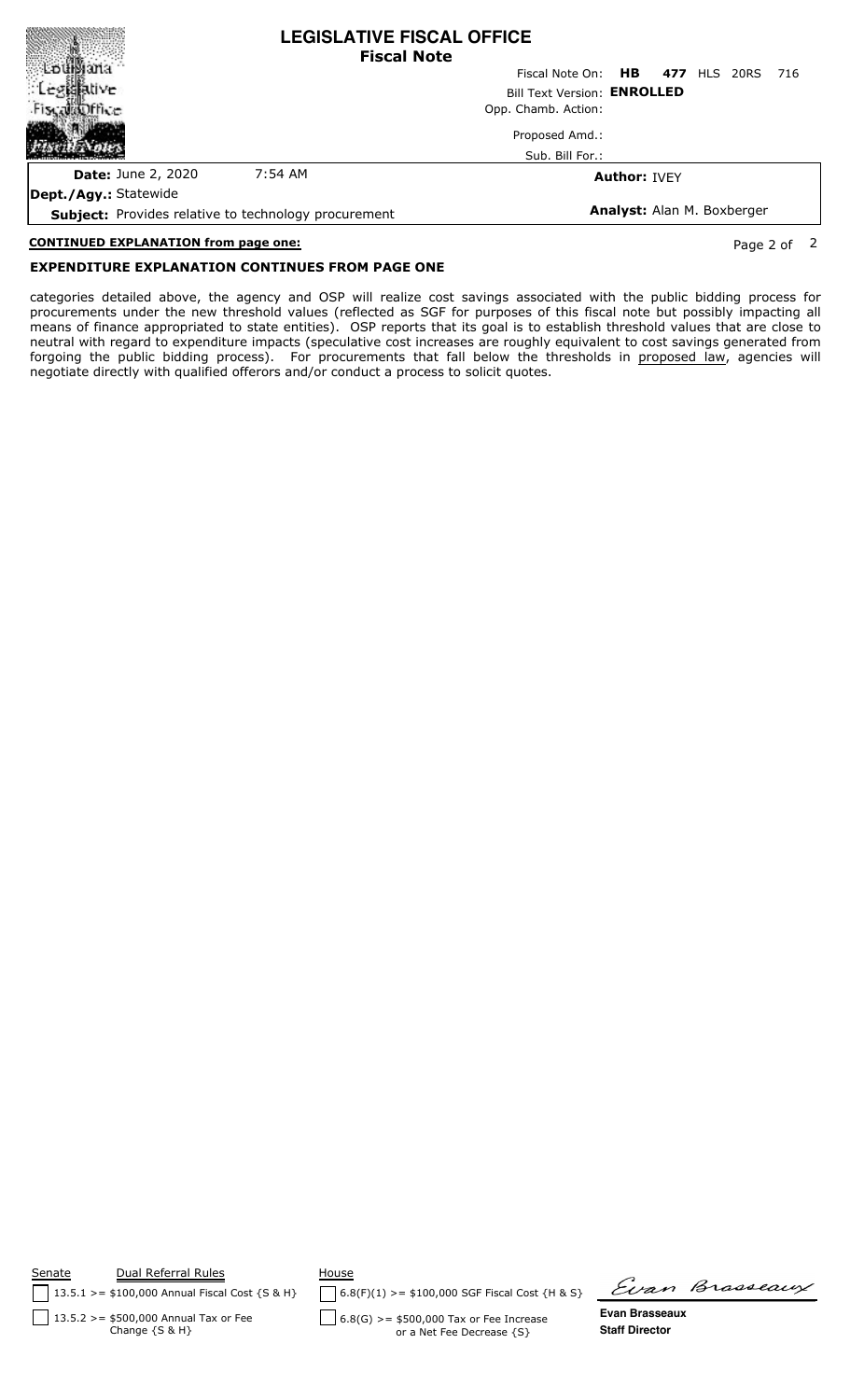# LEGISLATIVE FISCAL OFFICE
## Fiscal Note

Fiscal Note On: **HB 477** HLS 20RS 716

Bill Text Version: **ENROLLED**

Opp. Chamb. Action:

Proposed Amd.:

Sub. Bill For.:

**Date:** June 2, 2020 7:54 AM

**Author:** IVEY

**Dept./Agy.:** Statewide

**Subject:** Provides relative to technology procurement

**Analyst:** Alan M. Boxberger

**CONTINUED EXPLANATION from page one:**

**EXPENDITURE EXPLANATION CONTINUES FROM PAGE ONE**

categories detailed above, the agency and OSP will realize cost savings associated with the public bidding process for procurements under the new threshold values (reflected as SGF for purposes of this fiscal note but possibly impacting all means of finance appropriated to state entities). OSP reports that its goal is to establish threshold values that are close to neutral with regard to expenditure impacts (speculative cost increases are roughly equivalent to cost savings generated from forgoing the public bidding process). For procurements that fall below the thresholds in proposed law, agencies will negotiate directly with qualified offerors and/or conduct a process to solicit quotes.

Senate — Dual Referral Rules

- [ ] 13.5.1 >= $100,000 Annual Fiscal Cost {S & H}
- [ ] 13.5.2 >= $500,000 Annual Tax or Fee Change {S & H}

House

- [ ] 6.8(F)(1) >= $100,000 SGF Fiscal Cost {H & S}
- [ ] 6.8(G) >= $500,000 Tax or Fee Increase or a Net Fee Decrease {S}

**Evan Brasseaux**
**Staff Director**